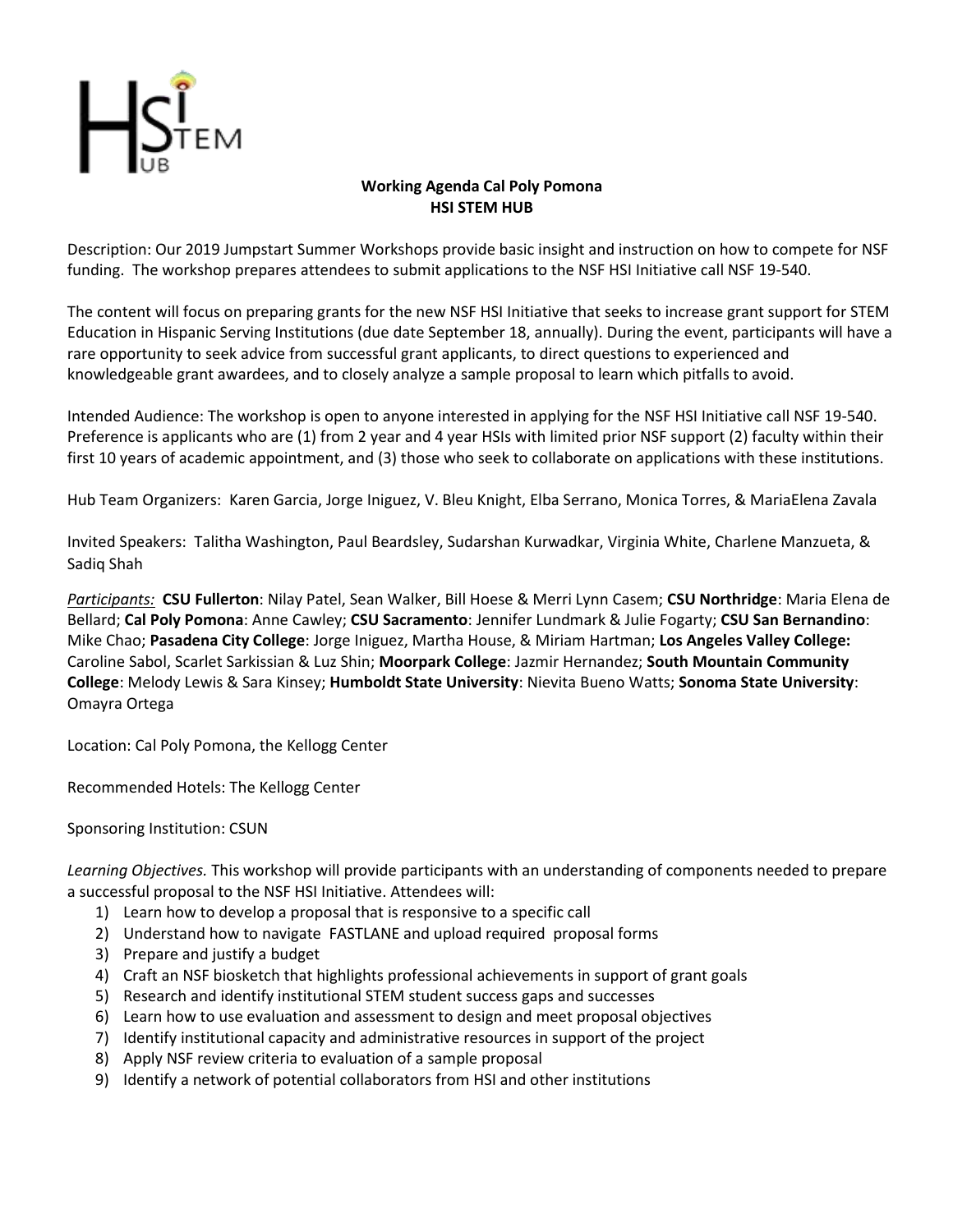**Working Agenda Cal Poly Pomona**
**HSI STEM HUB**

Description: Our 2019 Jumpstart Summer Workshops provide basic insight and instruction on how to compete for NSF funding. The workshop prepares attendees to submit applications to the NSF HSI Initiative call NSF 19-540.

The content will focus on preparing grants for the new NSF HSI Initiative that seeks to increase grant support for STEM Education in Hispanic Serving Institutions (due date September 18, annually). During the event, participants will have a rare opportunity to seek advice from successful grant applicants, to direct questions to experienced and knowledgeable grant awardees, and to closely analyze a sample proposal to learn which pitfalls to avoid.

Intended Audience: The workshop is open to anyone interested in applying for the NSF HSI Initiative call NSF 19-540. Preference is applicants who are (1) from 2 year and 4 year HSIs with limited prior NSF support (2) faculty within their first 10 years of academic appointment, and (3) those who seek to collaborate on applications with these institutions.

Hub Team Organizers: Karen Garcia, Jorge Iniguez, V. Bleu Knight, Elba Serrano, Monica Torres, & MariaElena Zavala

Invited Speakers: Talitha Washington, Paul Beardsley, Sudarshan Kurwadkar, Virginia White, Charlene Manzueta, & Sadiq Shah

*Participants:* **CSU Fullerton**: Nilay Patel, Sean Walker, Bill Hoese & Merri Lynn Casem; **CSU Northridge**: Maria Elena de Bellard; **Cal Poly Pomona**: Anne Cawley; **CSU Sacramento**: Jennifer Lundmark & Julie Fogarty; **CSU San Bernandino**: Mike Chao; **Pasadena City College**: Jorge Iniguez, Martha House, & Miriam Hartman; **Los Angeles Valley College:** Caroline Sabol, Scarlet Sarkissian & Luz Shin; **Moorpark College**: Jazmir Hernandez; **South Mountain Community College**: Melody Lewis & Sara Kinsey; **Humboldt State University**: Nievita Bueno Watts; **Sonoma State University**: Omayra Ortega

Location: Cal Poly Pomona, the Kellogg Center

Recommended Hotels: The Kellogg Center

Sponsoring Institution: CSUN

*Learning Objectives.* This workshop will provide participants with an understanding of components needed to prepare a successful proposal to the NSF HSI Initiative. Attendees will:

1) Learn how to develop a proposal that is responsive to a specific call
2) Understand how to navigate FASTLANE and upload required proposal forms
3) Prepare and justify a budget
4) Craft an NSF biosketch that highlights professional achievements in support of grant goals
5) Research and identify institutional STEM student success gaps and successes
6) Learn how to use evaluation and assessment to design and meet proposal objectives
7) Identify institutional capacity and administrative resources in support of the project
8) Apply NSF review criteria to evaluation of a sample proposal
9) Identify a network of potential collaborators from HSI and other institutions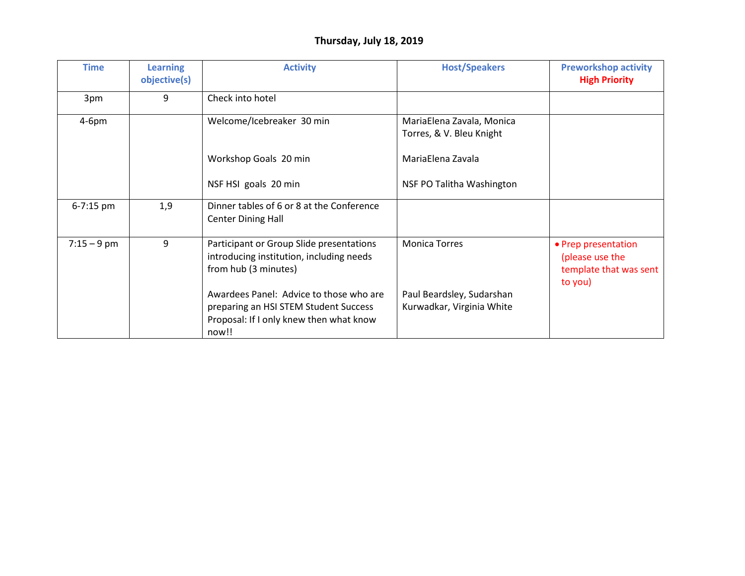# Thursday, July 18, 2019

| Time | Learning objective(s) | Activity | Host/Speakers | Preworkshop activity **High Priority** |
|---|---|---|---|---|
| 3pm | 9 | Check into hotel | | |
| 4-6pm | | Welcome/Icebreaker 30 min<br><br>Workshop Goals 20 min<br><br>NSF HSI goals 20 min | MariaElena Zavala, Monica Torres, & V. Bleu Knight<br><br>MariaElena Zavala<br><br>NSF PO Talitha Washington | |
| 6-7:15 pm | 1,9 | Dinner tables of 6 or 8 at the Conference Center Dining Hall | | |
| 7:15 – 9 pm | 9 | Participant or Group Slide presentations introducing institution, including needs from hub (3 minutes)<br><br>Awardees Panel: Advice to those who are preparing an HSI STEM Student Success Proposal: If I only knew then what know now!! | Monica Torres<br><br>Paul Beardsley, Sudarshan Kurwadkar, Virginia White | • Prep presentation (please use the template that was sent to you) |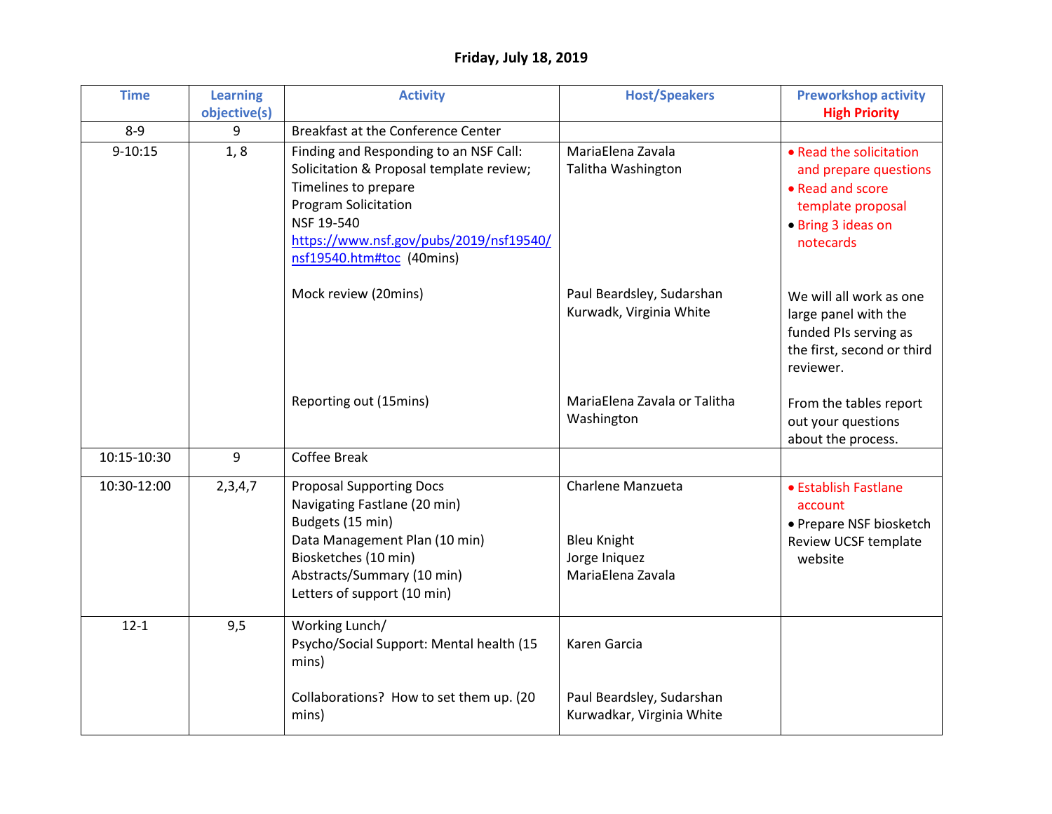# Friday, July 18, 2019

| Time | Learning objective(s) | Activity | Host/Speakers | Preworkshop activity **High Priority** |
|---|---|---|---|---|
| 8-9 | 9 | Breakfast at the Conference Center | | |
| 9-10:15 | 1, 8 | Finding and Responding to an NSF Call: Solicitation & Proposal template review; Timelines to prepare Program Solicitation NSF 19-540 https://www.nsf.gov/pubs/2019/nsf19540/nsf19540.htm#toc (40mins)<br><br>Mock review (20mins)<br><br>Reporting out (15mins) | MariaElena Zavala Talitha Washington<br><br>Paul Beardsley, Sudarshan Kurwadk, Virginia White<br><br>MariaElena Zavala or Talitha Washington | • Read the solicitation and prepare questions<br>• Read and score template proposal<br>• Bring 3 ideas on notecards<br><br>We will all work as one large panel with the funded PIs serving as the first, second or third reviewer.<br><br>From the tables report out your questions about the process. |
| 10:15-10:30 | 9 | Coffee Break | | |
| 10:30-12:00 | 2,3,4,7 | Proposal Supporting Docs<br>Navigating Fastlane (20 min)<br>Budgets (15 min)<br>Data Management Plan (10 min)<br>Biosketches (10 min)<br>Abstracts/Summary (10 min)<br>Letters of support (10 min) | Charlene Manzueta<br><br>Bleu Knight<br>Jorge Iniquez<br>MariaElena Zavala | • Establish Fastlane account<br>• Prepare NSF biosketch Review UCSF template website |
| 12-1 | 9,5 | Working Lunch/<br>Psycho/Social Support: Mental health (15 mins)<br><br>Collaborations? How to set them up. (20 mins) | Karen Garcia<br><br>Paul Beardsley, Sudarshan Kurwadkar, Virginia White | |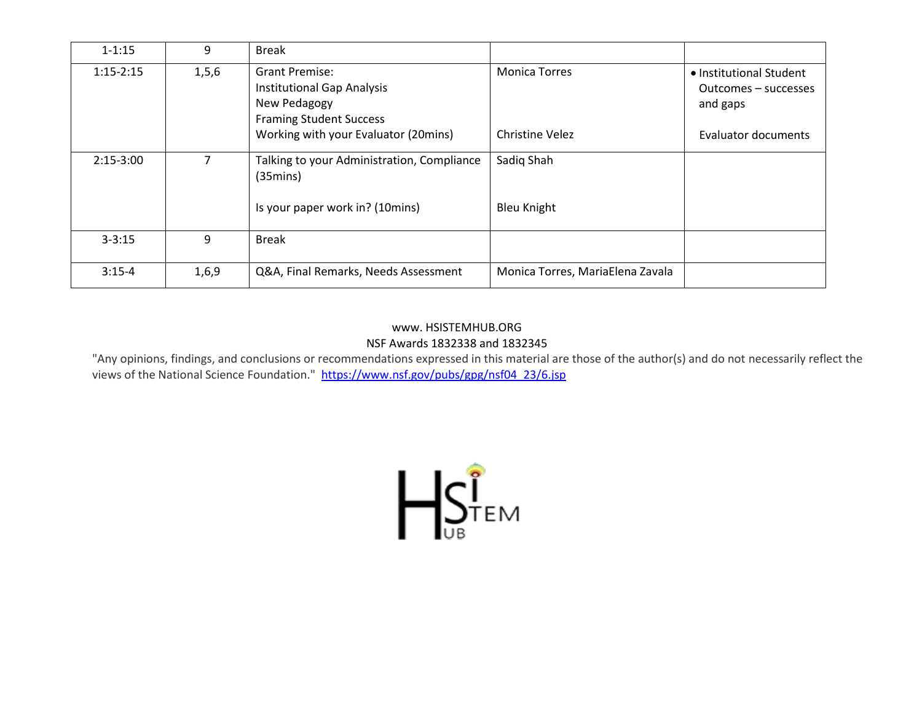| | | | | |
|---|---|---|---|---|
| 1-1:15 | 9 | Break | | |
| 1:15-2:15 | 1,5,6 | Grant Premise:<br>Institutional Gap Analysis<br>New Pedagogy<br>Framing Student Success<br>Working with your Evaluator (20mins) | Monica Torres<br><br><br><br>Christine Velez | • Institutional Student Outcomes – successes and gaps<br><br>Evaluator documents |
| 2:15-3:00 | 7 | Talking to your Administration, Compliance (35mins)<br><br>Is your paper work in? (10mins) | Sadiq Shah<br><br><br>Bleu Knight | |
| 3-3:15 | 9 | Break | | |
| 3:15-4 | 1,6,9 | Q&A, Final Remarks, Needs Assessment | Monica Torres, MariaElena Zavala | |

www. HSISTEMHUB.ORG

NSF Awards 1832338 and 1832345

"Any opinions, findings, and conclusions or recommendations expressed in this material are those of the author(s) and do not necessarily reflect the views of the National Science Foundation." https://www.nsf.gov/pubs/gpg/nsf04_23/6.jsp

HSI STEM HUB